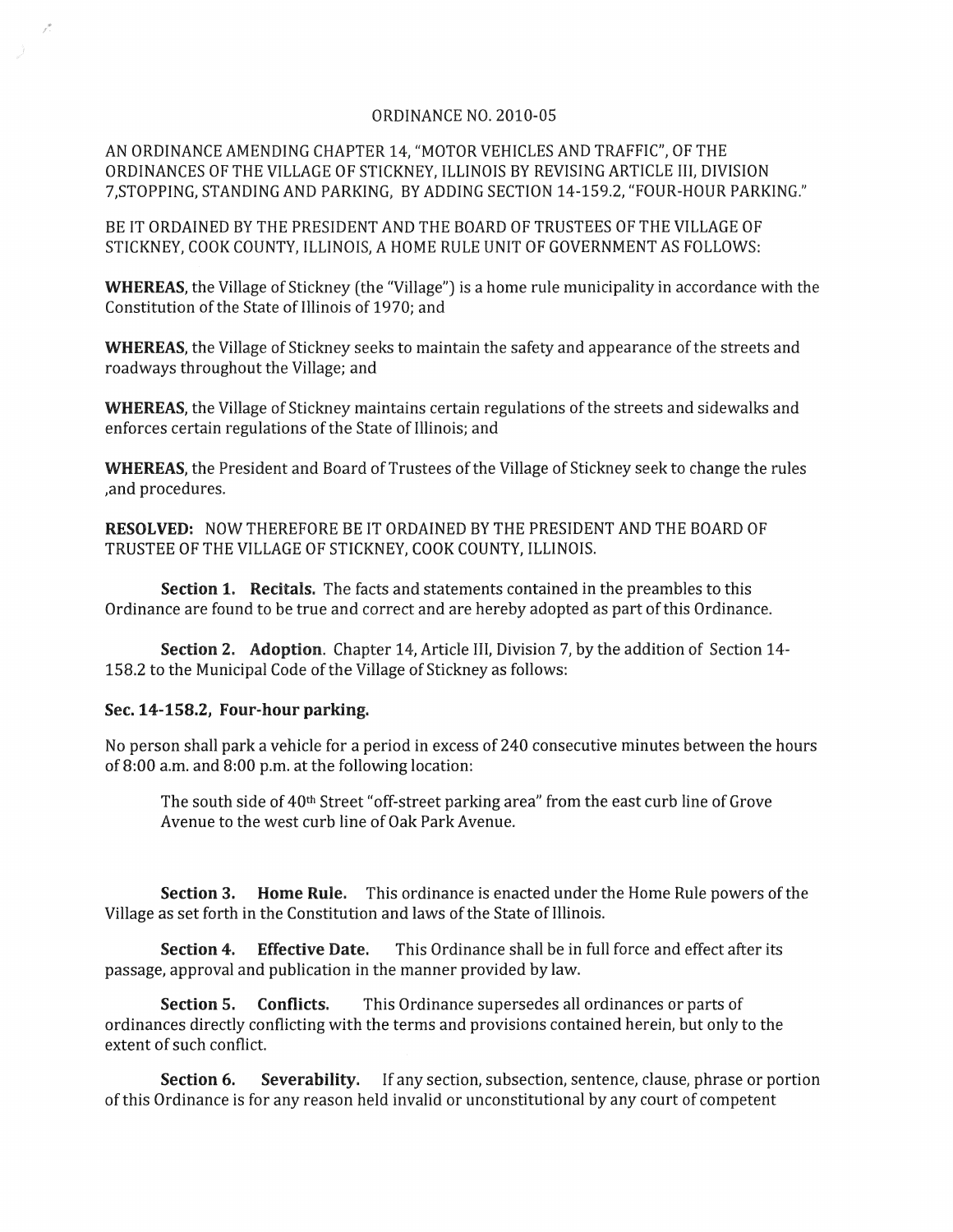ORDINANCE NO. 2010-05

AN ORDINANCE AMENDING CHAPTER 14, "MOTOR VEHICLES AND TRAFFIC", OF THE ORDINANCES OF THE VILLAGE OF STICKNEY, ILLINOIS BY REVISING ARTICLE III, DIVISION 7,STOPPING, STANDING AND PARKING, BY ADDING SECTION 14-159.2, "FOUR-HOUR PARKING."

BE IT ORDAINED BY THE PRESIDENT AND THE BOARD OF TRUSTEES OF THE VILLAGE OF STICKNEY, COOK COUNTY, ILLINOIS, A HOME RULE UNIT OF GOVERNMENT AS FOLLOWS:

**WHEREAS**, the Village of Stickney (the "Village") is a home rule municipality in accordance with the Constitution of the State of Illinois of 1970; and

**WHEREAS**, the Village of Stickney seeks to maintain the safety and appearance of the streets and roadways throughout the Village; and

**WHEREAS**, the Village of Stickney maintains certain regulations of the streets and sidewalks and enforces certain regulations of the State of Illinois; and

**WHEREAS**, the President and Board of Trustees of the Village of Stickney seek to change the rules ,and procedures.

**RESOLVED:** NOW THEREFORE BE IT ORDAINED BY THE PRESIDENT AND THE BOARD OF TRUSTEE OF THE VILLAGE OF STICKNEY, COOK COUNTY, ILLINOIS.

**Section 1. Recitals.** The facts and statements contained in the preambles to this Ordinance are found to be true and correct and are hereby adopted as part of this Ordinance.

**Section 2. Adoption**. Chapter 14, Article III, Division 7, by the addition of Section 14-158.2 to the Municipal Code of the Village of Stickney as follows:

**Sec. 14-158.2, Four-hour parking.**

No person shall park a vehicle for a period in excess of 240 consecutive minutes between the hours of 8:00 a.m. and 8:00 p.m. at the following location:

> The south side of 40th Street "off-street parking area" from the east curb line of Grove Avenue to the west curb line of Oak Park Avenue.

**Section 3. Home Rule.** This ordinance is enacted under the Home Rule powers of the Village as set forth in the Constitution and laws of the State of Illinois.

**Section 4. Effective Date.** This Ordinance shall be in full force and effect after its passage, approval and publication in the manner provided by law.

**Section 5. Conflicts.** This Ordinance supersedes all ordinances or parts of ordinances directly conflicting with the terms and provisions contained herein, but only to the extent of such conflict.

**Section 6. Severability.** If any section, subsection, sentence, clause, phrase or portion of this Ordinance is for any reason held invalid or unconstitutional by any court of competent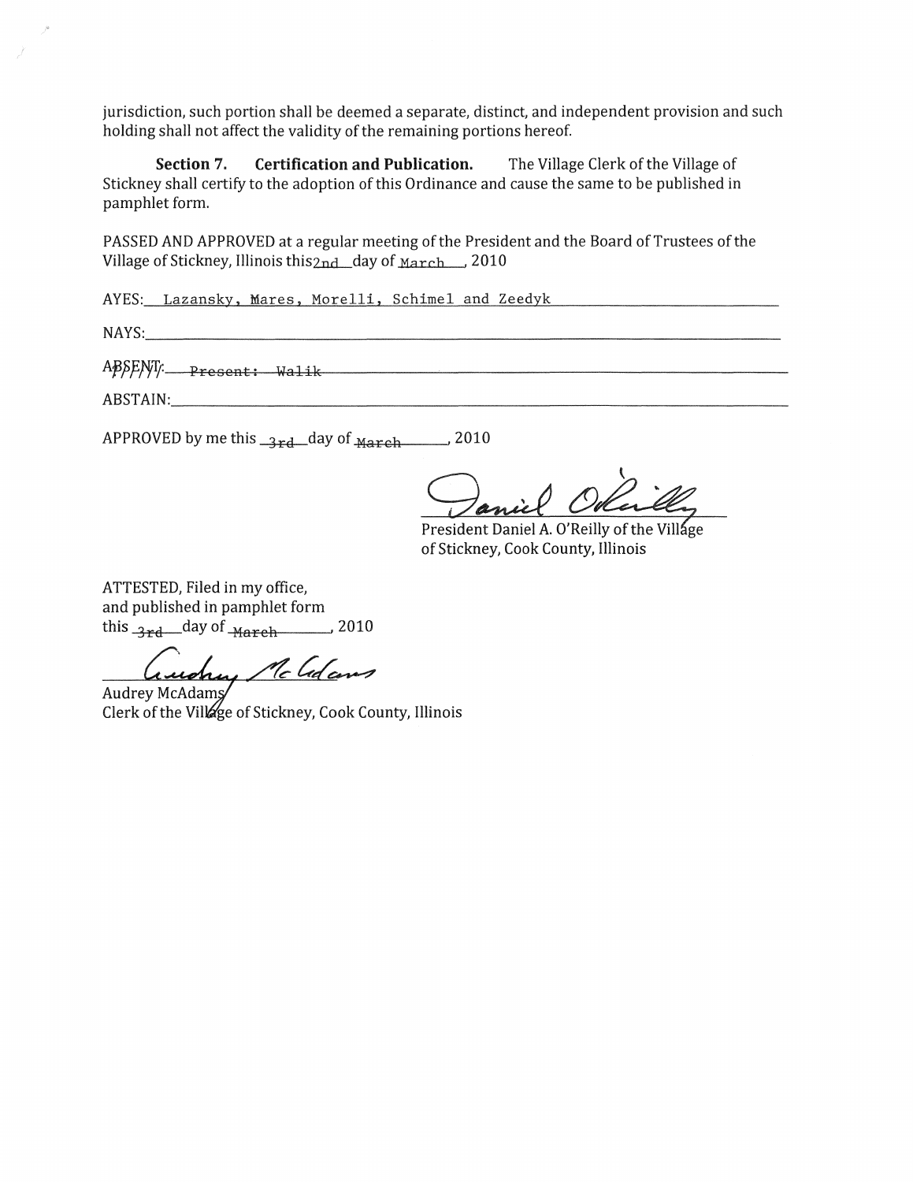jurisdiction, such portion shall be deemed a separate, distinct, and independent provision and such holding shall not affect the validity of the remaining portions hereof.

**Section 7. Certification and Publication.** The Village Clerk of the Village of Stickney shall certify to the adoption of this Ordinance and cause the same to be published in pamphlet form.

PASSED AND APPROVED at a regular meeting of the President and the Board of Trustees of the Village of Stickney, Illinois this 2nd day of March, 2010

AYES: Lazansky, Mares, Morelli, Schimel and Zeedyk

NAYS:

ABSENT: ~~Present: Walik~~

ABSTAIN:

APPROVED by me this 3rd day of March, 2010

Daniel O'Reilly

President Daniel A. O'Reilly of the Village of Stickney, Cook County, Illinois

ATTESTED, Filed in my office, and published in pamphlet form this 3rd day of March, 2010

Audrey McAdams

Audrey McAdams
Clerk of the Village of Stickney, Cook County, Illinois